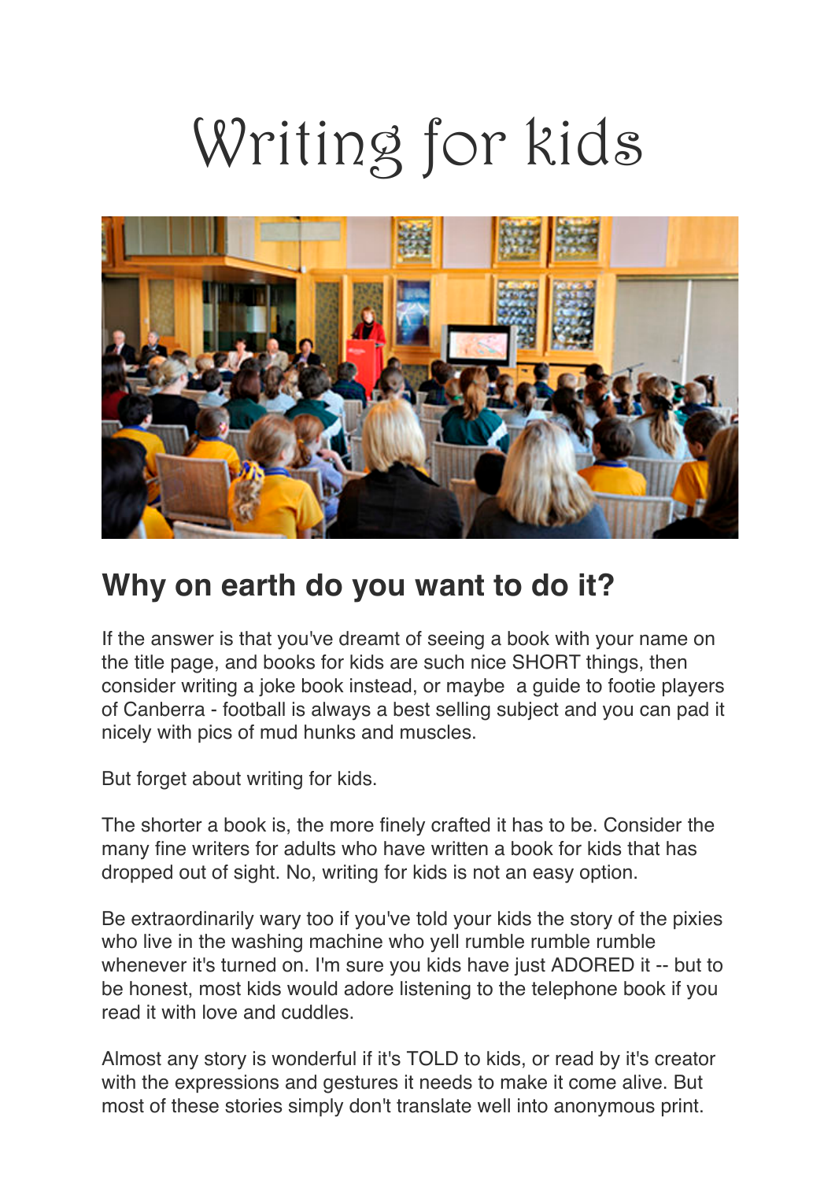# Writing for kids

## Why on earth do you want to do it?

If the answer is that you've dreamt of seeing a book with your name on the title page, and books for kids are such nice SHORT things, then consider writing a joke book instead, or maybe  a guide to footie players of Canberra - football is always a best selling subject and you can pad it nicely with pics of mud hunks and muscles.

But forget about writing for kids.

The shorter a book is, the more finely crafted it has to be. Consider the many fine writers for adults who have written a book for kids that has dropped out of sight. No, writing for kids is not an easy option.

Be extraordinarily wary too if you've told your kids the story of the pixies who live in the washing machine who yell rumble rumble rumble whenever it's turned on. I'm sure you kids have just ADORED it -- but to be honest, most kids would adore listening to the telephone book if you read it with love and cuddles.

Almost any story is wonderful if it's TOLD to kids, or read by it's creator with the expressions and gestures it needs to make it come alive. But most of these stories simply don't translate well into anonymous print.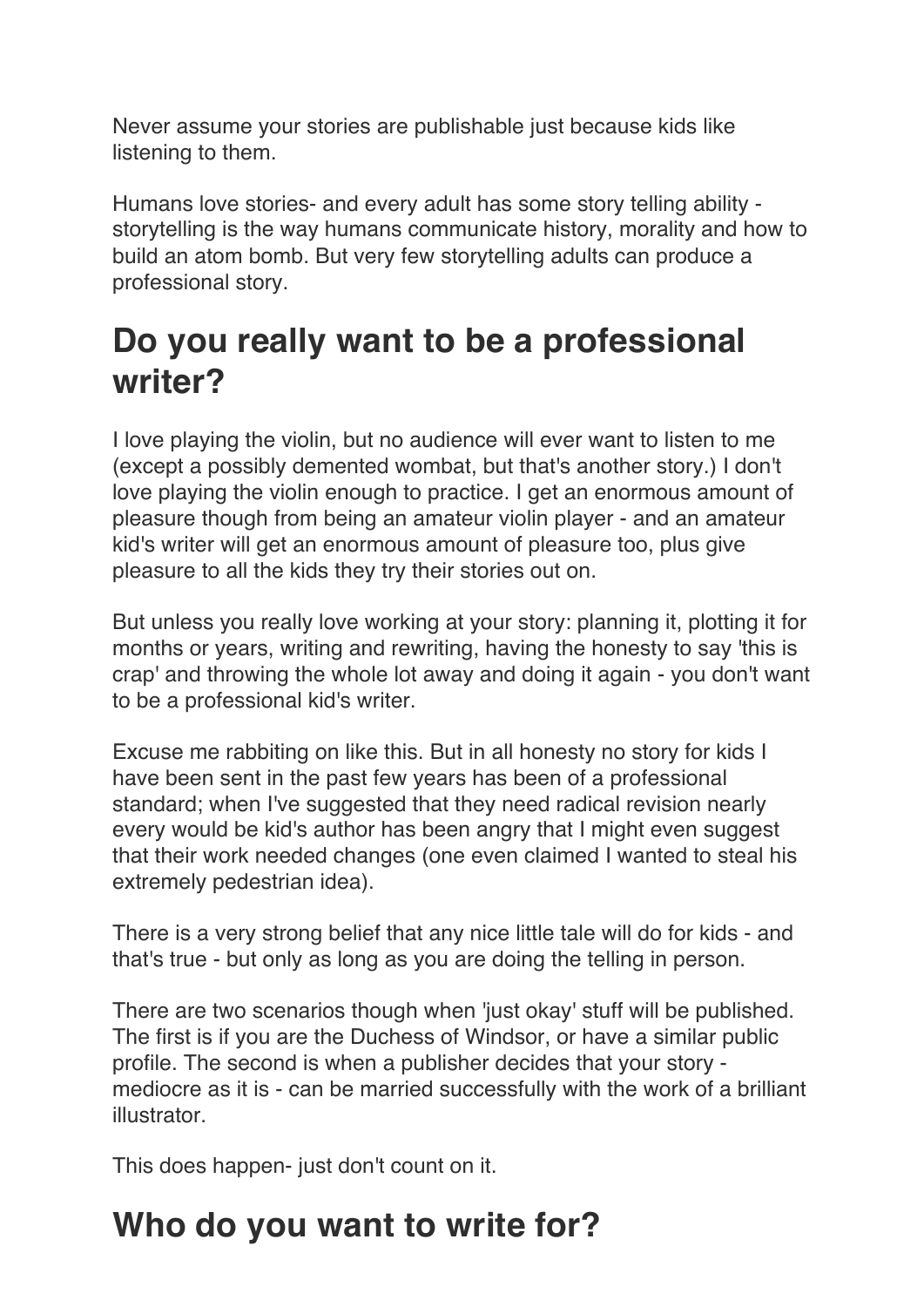Never assume your stories are publishable just because kids like listening to them.

Humans love stories- and every adult has some story telling ability - storytelling is the way humans communicate history, morality and how to build an atom bomb. But very few storytelling adults can produce a professional story.

## Do you really want to be a professional writer?

I love playing the violin, but no audience will ever want to listen to me (except a possibly demented wombat, but that's another story.) I don't love playing the violin enough to practice. I get an enormous amount of pleasure though from being an amateur violin player - and an amateur kid's writer will get an enormous amount of pleasure too, plus give pleasure to all the kids they try their stories out on.

But unless you really love working at your story: planning it, plotting it for months or years, writing and rewriting, having the honesty to say 'this is crap' and throwing the whole lot away and doing it again - you don't want to be a professional kid's writer.

Excuse me rabbiting on like this. But in all honesty no story for kids I have been sent in the past few years has been of a professional standard; when I've suggested that they need radical revision nearly every would be kid's author has been angry that I might even suggest that their work needed changes (one even claimed I wanted to steal his extremely pedestrian idea).

There is a very strong belief that any nice little tale will do for kids - and that's true - but only as long as you are doing the telling in person.

There are two scenarios though when 'just okay' stuff will be published. The first is if you are the Duchess of Windsor, or have a similar public profile. The second is when a publisher decides that your story - mediocre as it is - can be married successfully with the work of a brilliant illustrator.

This does happen- just don't count on it.

## Who do you want to write for?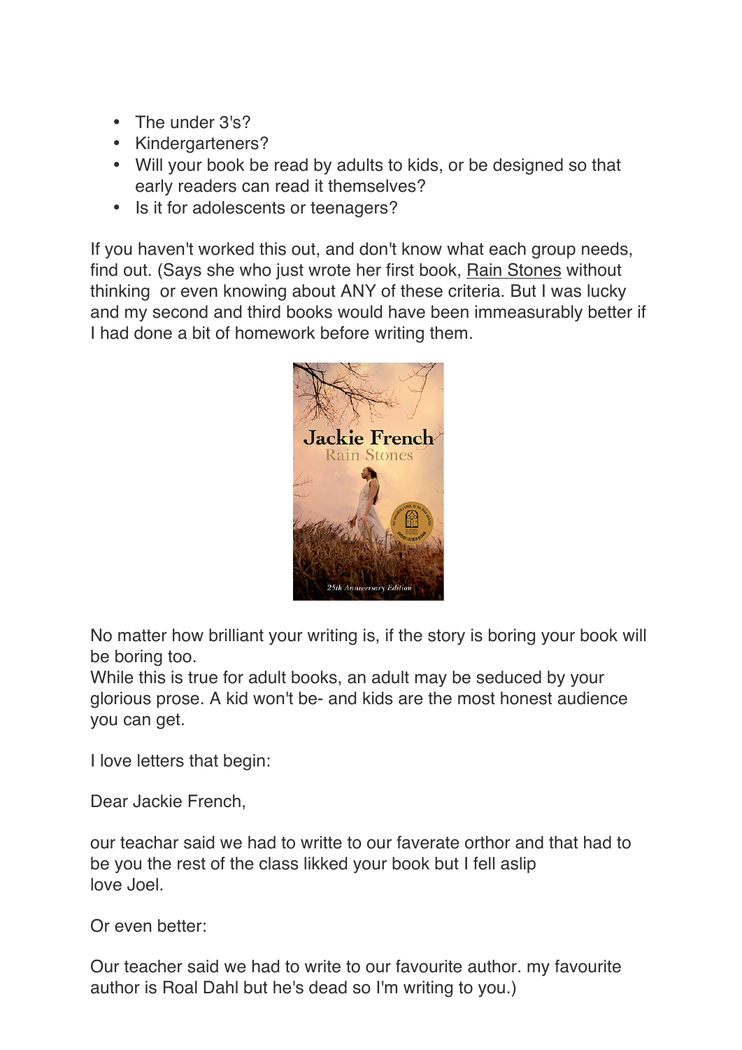- The under 3's?
- Kindergarteners?
- Will your book be read by adults to kids, or be designed so that early readers can read it themselves?
- Is it for adolescents or teenagers?

If you haven't worked this out, and don't know what each group needs, find out. (Says she who just wrote her first book, Rain Stones without thinking  or even knowing about ANY of these criteria. But I was lucky and my second and third books would have been immeasurably better if I had done a bit of homework before writing them.

No matter how brilliant your writing is, if the story is boring your book will be boring too.
While this is true for adult books, an adult may be seduced by your glorious prose. A kid won't be- and kids are the most honest audience you can get.

I love letters that begin:

Dear Jackie French,

our teachar said we had to writte to our faverate orthor and that had to be you the rest of the class likked your book but I fell aslip
love Joel.

Or even better:

Our teacher said we had to write to our favourite author. my favourite author is Roal Dahl but he's dead so I'm writing to you.)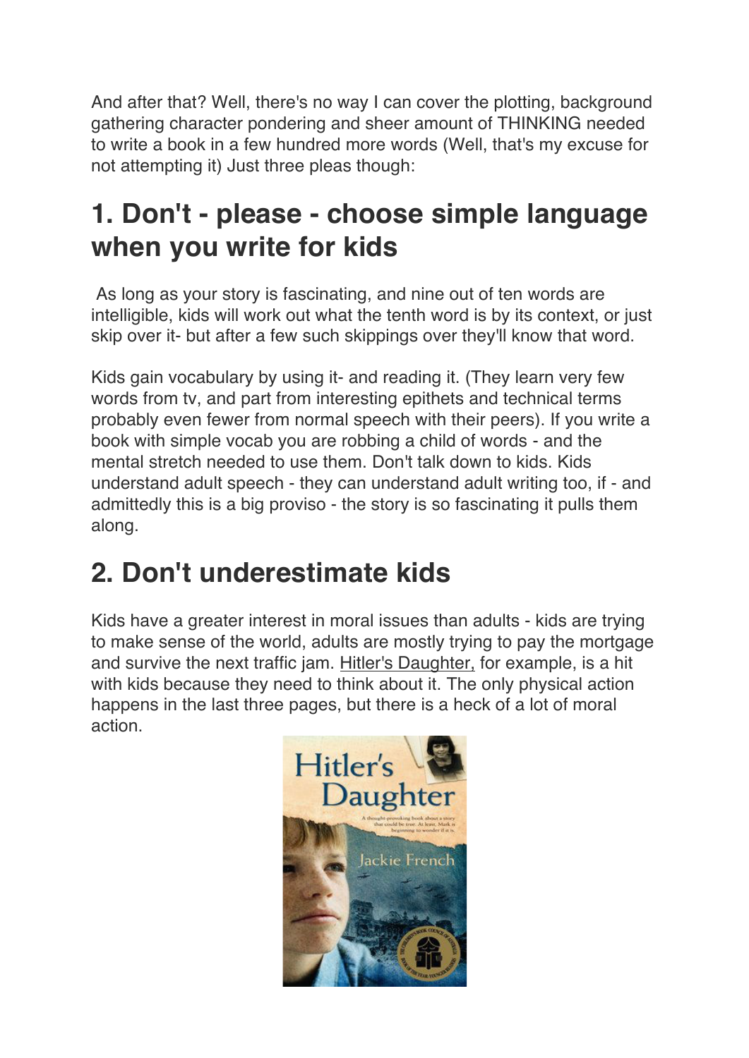And after that? Well, there's no way I can cover the plotting, background gathering character pondering and sheer amount of THINKING needed to write a book in a few hundred more words (Well, that's my excuse for not attempting it) Just three pleas though:

## 1. Don't - please - choose simple language when you write for kids

As long as your story is fascinating, and nine out of ten words are intelligible, kids will work out what the tenth word is by its context, or just skip over it- but after a few such skippings over they'll know that word.

Kids gain vocabulary by using it- and reading it. (They learn very few words from tv, and part from interesting epithets and technical terms probably even fewer from normal speech with their peers). If you write a book with simple vocab you are robbing a child of words - and the mental stretch needed to use them. Don't talk down to kids. Kids understand adult speech - they can understand adult writing too, if - and admittedly this is a big proviso - the story is so fascinating it pulls them along.

## 2. Don't underestimate kids

Kids have a greater interest in moral issues than adults - kids are trying to make sense of the world, adults are mostly trying to pay the mortgage and survive the next traffic jam. Hitler's Daughter, for example, is a hit with kids because they need to think about it. The only physical action happens in the last three pages, but there is a heck of a lot of moral action.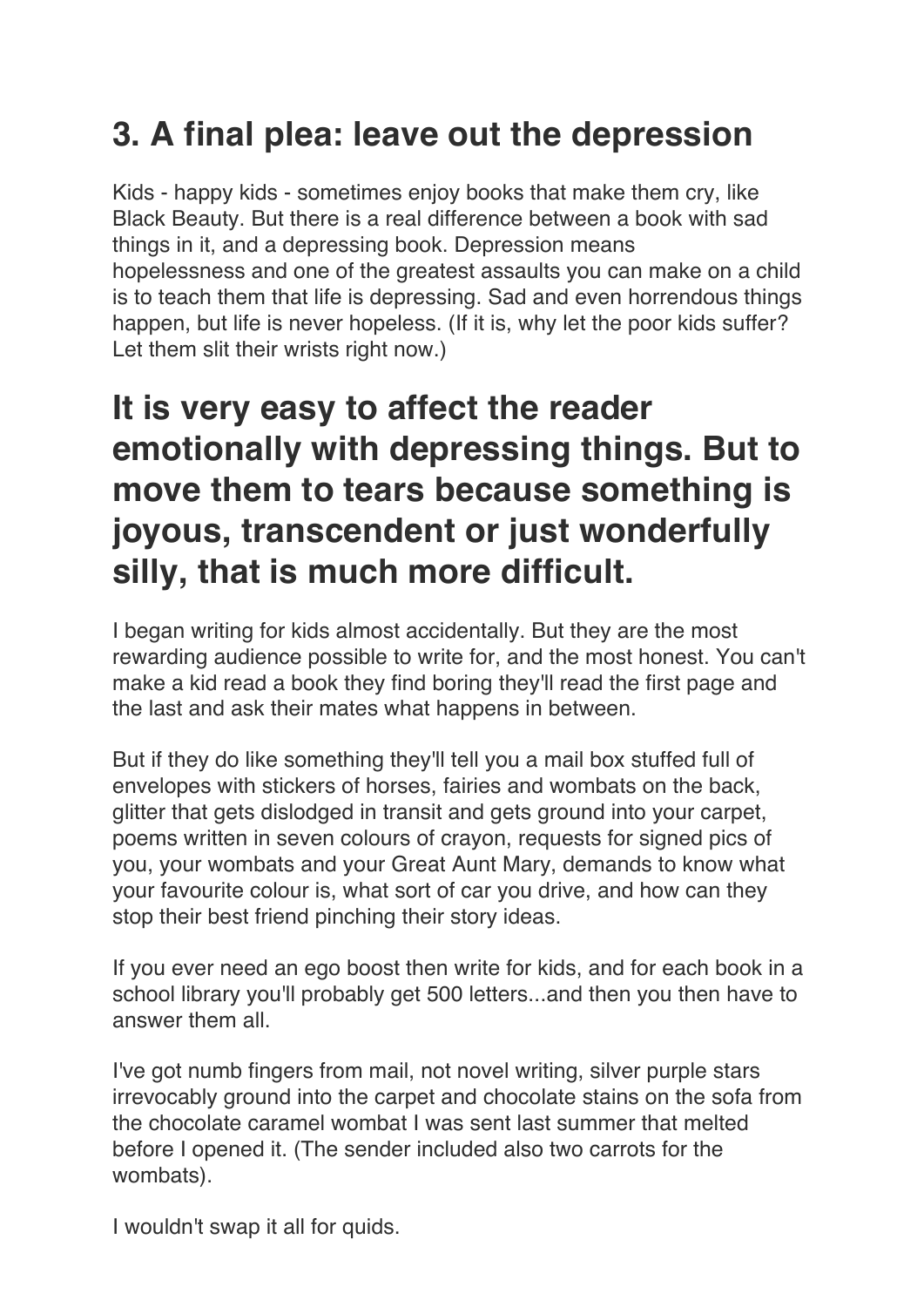## 3. A final plea: leave out the depression

Kids - happy kids - sometimes enjoy books that make them cry, like Black Beauty. But there is a real difference between a book with sad things in it, and a depressing book. Depression means hopelessness and one of the greatest assaults you can make on a child is to teach them that life is depressing. Sad and even horrendous things happen, but life is never hopeless. (If it is, why let the poor kids suffer? Let them slit their wrists right now.)

## It is very easy to affect the reader emotionally with depressing things. But to move them to tears because something is joyous, transcendent or just wonderfully silly, that is much more difficult.

I began writing for kids almost accidentally. But they are the most rewarding audience possible to write for, and the most honest. You can't make a kid read a book they find boring they'll read the first page and the last and ask their mates what happens in between.

But if they do like something they'll tell you a mail box stuffed full of envelopes with stickers of horses, fairies and wombats on the back, glitter that gets dislodged in transit and gets ground into your carpet, poems written in seven colours of crayon, requests for signed pics of you, your wombats and your Great Aunt Mary, demands to know what your favourite colour is, what sort of car you drive, and how can they stop their best friend pinching their story ideas.

If you ever need an ego boost then write for kids, and for each book in a school library you'll probably get 500 letters...and then you then have to answer them all.

I've got numb fingers from mail, not novel writing, silver purple stars irrevocably ground into the carpet and chocolate stains on the sofa from the chocolate caramel wombat I was sent last summer that melted before I opened it. (The sender included also two carrots for the wombats).

I wouldn't swap it all for quids.